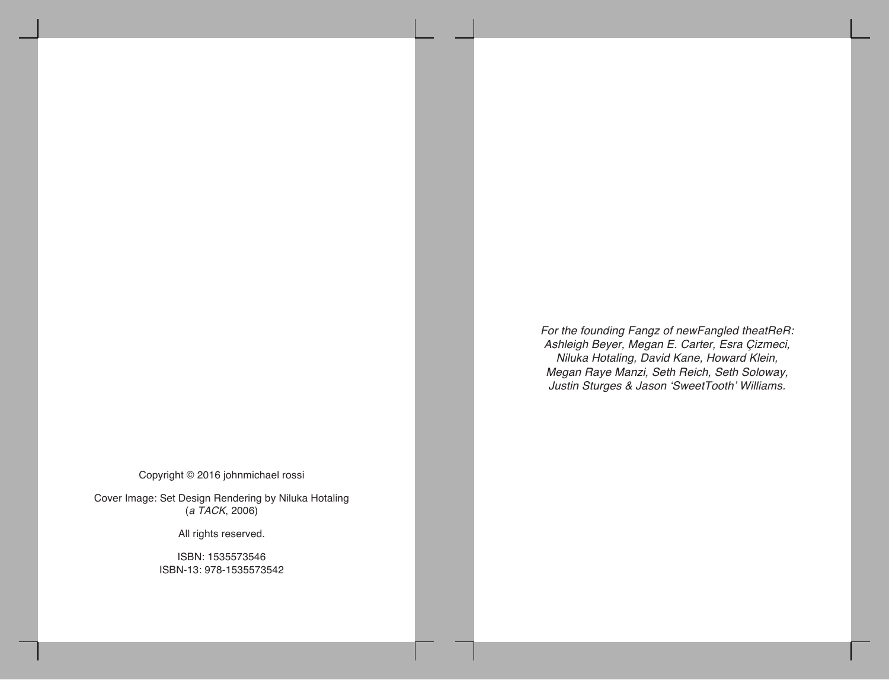Copyright © 2016 johnmichael rossi

Cover Image: Set Design Rendering by Niluka Hotaling
(*a TACK*, 2006)

All rights reserved.

ISBN: 1535573546
ISBN-13: 978-1535573542

*For the founding Fangz of newFangled theatReR:*
*Ashleigh Beyer, Megan E. Carter, Esra Çizmeci,*
*Niluka Hotaling, David Kane, Howard Klein,*
*Megan Raye Manzi, Seth Reich, Seth Soloway,*
*Justin Sturges & Jason 'SweetTooth' Williams.*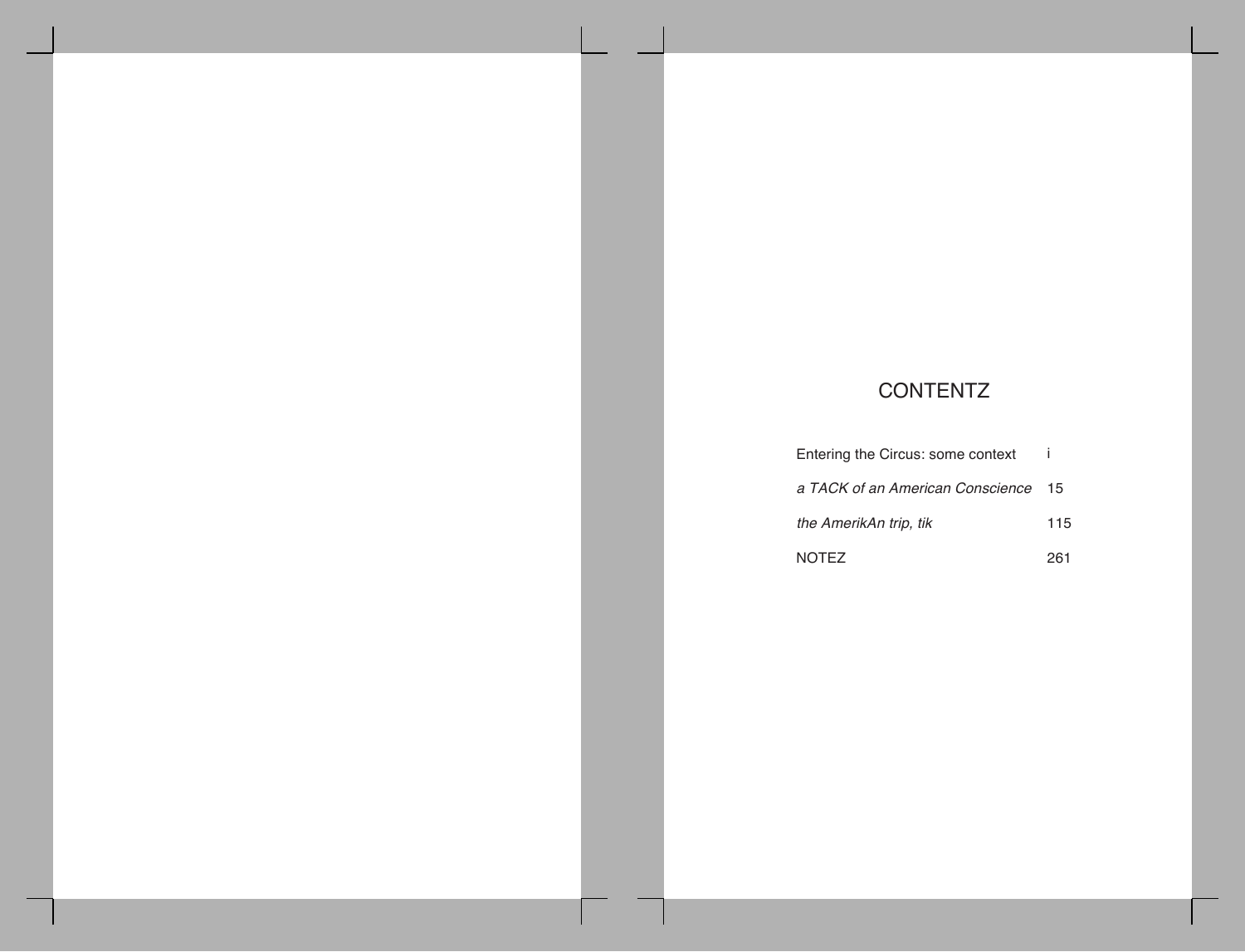# CONTENTZ

| | |
|---|---|
| Entering the Circus: some context | i |
| *a TACK of an American Conscience* | 15 |
| *the AmerikAn trip, tik* | 115 |
| NOTEZ | 261 |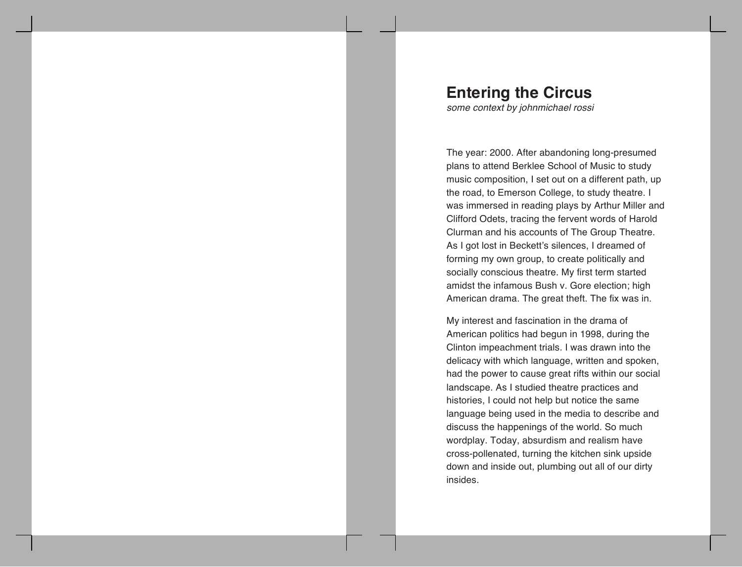# Entering the Circus

*some context by johnmichael rossi*

The year: 2000. After abandoning long-presumed plans to attend Berklee School of Music to study music composition, I set out on a different path, up the road, to Emerson College, to study theatre. I was immersed in reading plays by Arthur Miller and Clifford Odets, tracing the fervent words of Harold Clurman and his accounts of The Group Theatre. As I got lost in Beckett's silences, I dreamed of forming my own group, to create politically and socially conscious theatre. My first term started amidst the infamous Bush v. Gore election; high American drama. The great theft. The fix was in.

My interest and fascination in the drama of American politics had begun in 1998, during the Clinton impeachment trials. I was drawn into the delicacy with which language, written and spoken, had the power to cause great rifts within our social landscape. As I studied theatre practices and histories, I could not help but notice the same language being used in the media to describe and discuss the happenings of the world. So much wordplay. Today, absurdism and realism have cross-pollenated, turning the kitchen sink upside down and inside out, plumbing out all of our dirty insides.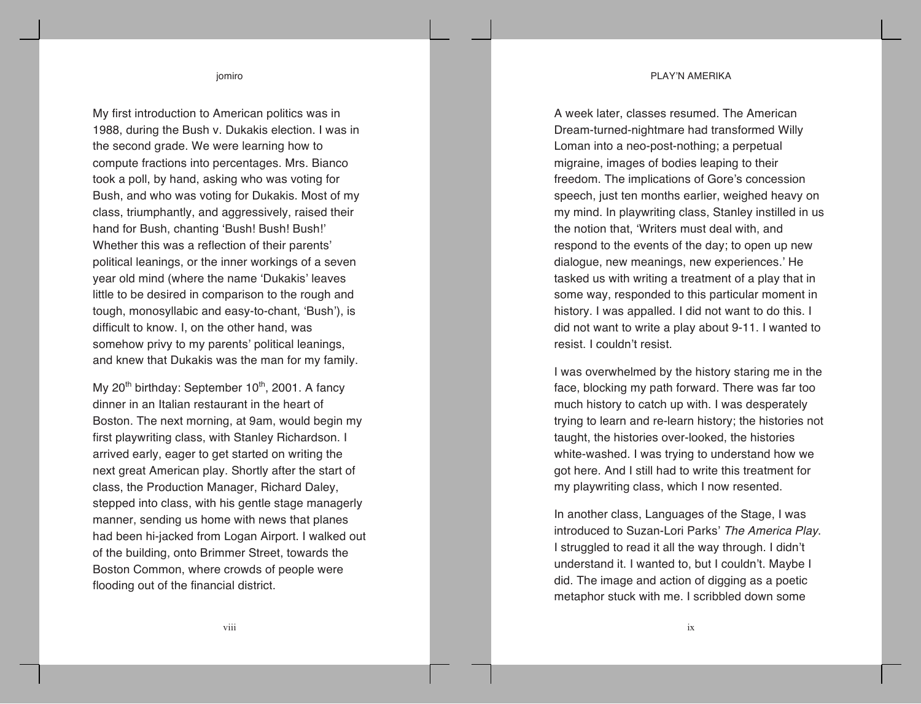My first introduction to American politics was in 1988, during the Bush v. Dukakis election. I was in the second grade. We were learning how to compute fractions into percentages. Mrs. Bianco took a poll, by hand, asking who was voting for Bush, and who was voting for Dukakis. Most of my class, triumphantly, and aggressively, raised their hand for Bush, chanting 'Bush! Bush! Bush!' Whether this was a reflection of their parents' political leanings, or the inner workings of a seven year old mind (where the name 'Dukakis' leaves little to be desired in comparison to the rough and tough, monosyllabic and easy-to-chant, 'Bush'), is difficult to know. I, on the other hand, was somehow privy to my parents' political leanings, and knew that Dukakis was the man for my family.

My 20th birthday: September 10th, 2001. A fancy dinner in an Italian restaurant in the heart of Boston. The next morning, at 9am, would begin my first playwriting class, with Stanley Richardson. I arrived early, eager to get started on writing the next great American play. Shortly after the start of class, the Production Manager, Richard Daley, stepped into class, with his gentle stage managerly manner, sending us home with news that planes had been hi-jacked from Logan Airport. I walked out of the building, onto Brimmer Street, towards the Boston Common, where crowds of people were flooding out of the financial district.

A week later, classes resumed. The American Dream-turned-nightmare had transformed Willy Loman into a neo-post-nothing; a perpetual migraine, images of bodies leaping to their freedom. The implications of Gore's concession speech, just ten months earlier, weighed heavy on my mind. In playwriting class, Stanley instilled in us the notion that, 'Writers must deal with, and respond to the events of the day; to open up new dialogue, new meanings, new experiences.' He tasked us with writing a treatment of a play that in some way, responded to this particular moment in history. I was appalled. I did not want to do this. I did not want to write a play about 9-11. I wanted to resist. I couldn't resist.

I was overwhelmed by the history staring me in the face, blocking my path forward. There was far too much history to catch up with. I was desperately trying to learn and re-learn history; the histories not taught, the histories over-looked, the histories white-washed. I was trying to understand how we got here. And I still had to write this treatment for my playwriting class, which I now resented.

In another class, Languages of the Stage, I was introduced to Suzan-Lori Parks' *The America Play*. I struggled to read it all the way through. I didn't understand it. I wanted to, but I couldn't. Maybe I did. The image and action of digging as a poetic metaphor stuck with me. I scribbled down some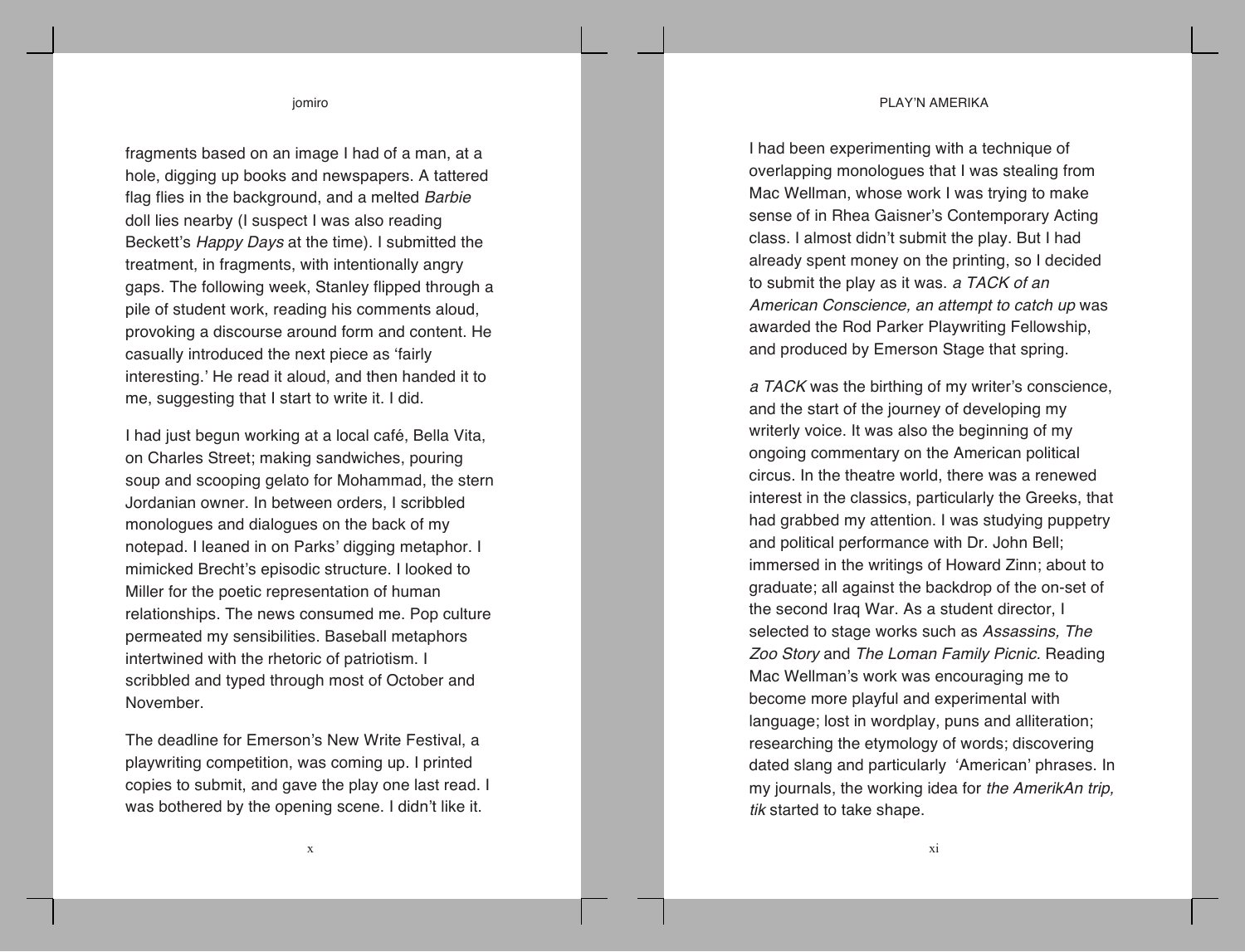fragments based on an image I had of a man, at a hole, digging up books and newspapers. A tattered flag flies in the background, and a melted *Barbie* doll lies nearby (I suspect I was also reading Beckett's *Happy Days* at the time). I submitted the treatment, in fragments, with intentionally angry gaps. The following week, Stanley flipped through a pile of student work, reading his comments aloud, provoking a discourse around form and content. He casually introduced the next piece as 'fairly interesting.' He read it aloud, and then handed it to me, suggesting that I start to write it. I did.

I had just begun working at a local café, Bella Vita, on Charles Street; making sandwiches, pouring soup and scooping gelato for Mohammad, the stern Jordanian owner. In between orders, I scribbled monologues and dialogues on the back of my notepad. I leaned in on Parks' digging metaphor. I mimicked Brecht's episodic structure. I looked to Miller for the poetic representation of human relationships. The news consumed me. Pop culture permeated my sensibilities. Baseball metaphors intertwined with the rhetoric of patriotism. I scribbled and typed through most of October and November.

The deadline for Emerson's New Write Festival, a playwriting competition, was coming up. I printed copies to submit, and gave the play one last read. I was bothered by the opening scene. I didn't like it. I had been experimenting with a technique of overlapping monologues that I was stealing from Mac Wellman, whose work I was trying to make sense of in Rhea Gaisner's Contemporary Acting class. I almost didn't submit the play. But I had already spent money on the printing, so I decided to submit the play as it was. *a TACK of an American Conscience, an attempt to catch up* was awarded the Rod Parker Playwriting Fellowship, and produced by Emerson Stage that spring.

*a TACK* was the birthing of my writer's conscience, and the start of the journey of developing my writerly voice. It was also the beginning of my ongoing commentary on the American political circus. In the theatre world, there was a renewed interest in the classics, particularly the Greeks, that had grabbed my attention. I was studying puppetry and political performance with Dr. John Bell; immersed in the writings of Howard Zinn; about to graduate; all against the backdrop of the on-set of the second Iraq War. As a student director, I selected to stage works such as *Assassins, The Zoo Story* and *The Loman Family Picnic.* Reading Mac Wellman's work was encouraging me to become more playful and experimental with language; lost in wordplay, puns and alliteration; researching the etymology of words; discovering dated slang and particularly 'American' phrases. In my journals, the working idea for *the AmerikAn trip, tik* started to take shape.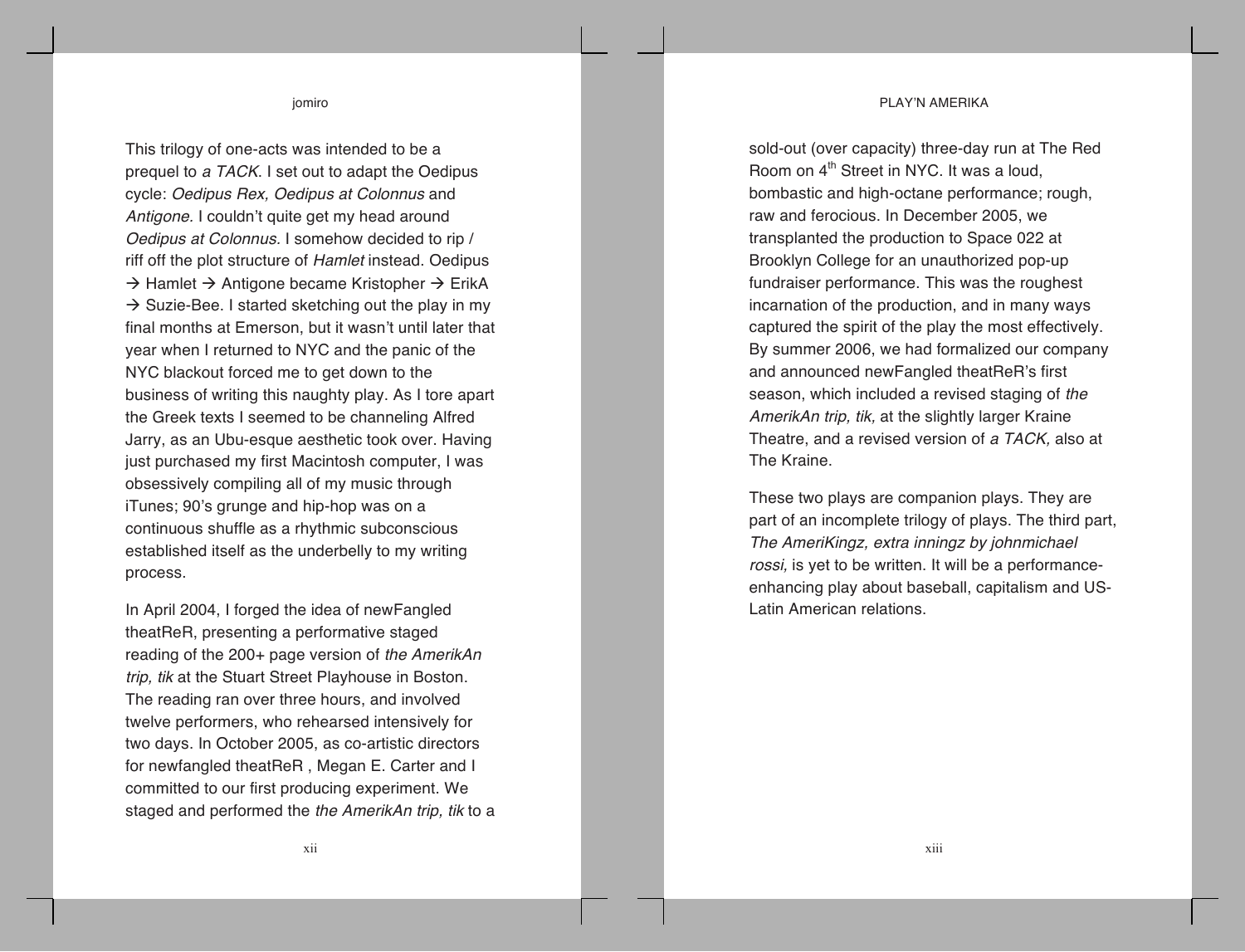This trilogy of one-acts was intended to be a prequel to *a TACK*. I set out to adapt the Oedipus cycle: *Oedipus Rex, Oedipus at Colonnus* and *Antigone.* I couldn't quite get my head around *Oedipus at Colonnus.* I somehow decided to rip / riff off the plot structure of *Hamlet* instead. Oedipus → Hamlet → Antigone became Kristopher → ErikA → Suzie-Bee. I started sketching out the play in my final months at Emerson, but it wasn't until later that year when I returned to NYC and the panic of the NYC blackout forced me to get down to the business of writing this naughty play. As I tore apart the Greek texts I seemed to be channeling Alfred Jarry, as an Ubu-esque aesthetic took over. Having just purchased my first Macintosh computer, I was obsessively compiling all of my music through iTunes; 90's grunge and hip-hop was on a continuous shuffle as a rhythmic subconscious established itself as the underbelly to my writing process.

In April 2004, I forged the idea of newFangled theatReR, presenting a performative staged reading of the 200+ page version of *the AmerikAn trip, tik* at the Stuart Street Playhouse in Boston. The reading ran over three hours, and involved twelve performers, who rehearsed intensively for two days. In October 2005, as co-artistic directors for newfangled theatReR , Megan E. Carter and I committed to our first producing experiment. We staged and performed the *the AmerikAn trip, tik* to a sold-out (over capacity) three-day run at The Red Room on 4th Street in NYC. It was a loud, bombastic and high-octane performance; rough, raw and ferocious. In December 2005, we transplanted the production to Space 022 at Brooklyn College for an unauthorized pop-up fundraiser performance. This was the roughest incarnation of the production, and in many ways captured the spirit of the play the most effectively. By summer 2006, we had formalized our company and announced newFangled theatReR's first season, which included a revised staging of *the AmerikAn trip, tik,* at the slightly larger Kraine Theatre, and a revised version of *a TACK,* also at The Kraine.

These two plays are companion plays. They are part of an incomplete trilogy of plays. The third part, *The AmeriKingz, extra inningz by johnmichael rossi,* is yet to be written. It will be a performance-enhancing play about baseball, capitalism and US-Latin American relations.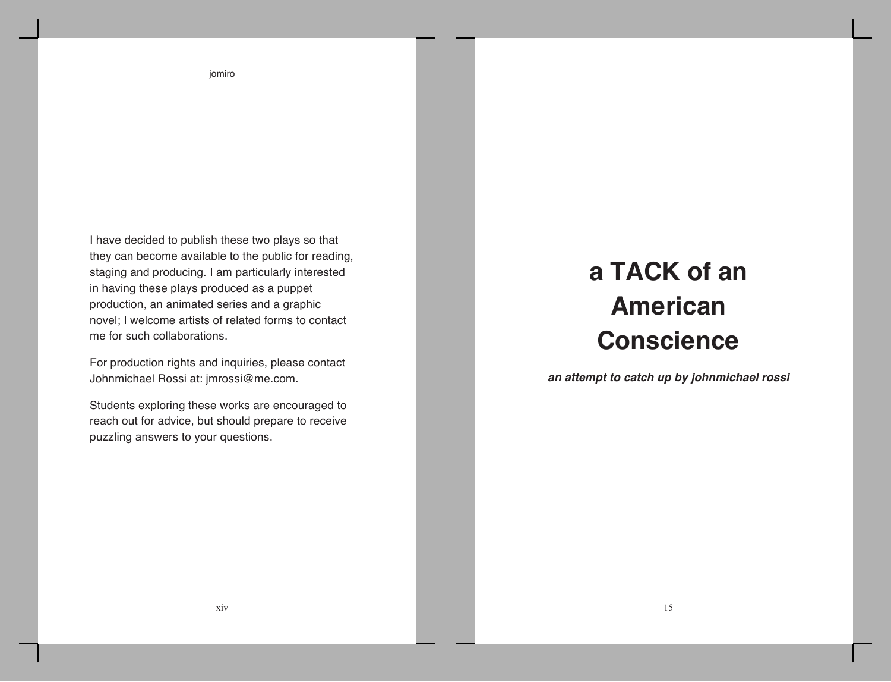I have decided to publish these two plays so that they can become available to the public for reading, staging and producing. I am particularly interested in having these plays produced as a puppet production, an animated series and a graphic novel; I welcome artists of related forms to contact me for such collaborations.

For production rights and inquiries, please contact Johnmichael Rossi at: jmrossi@me.com.

Students exploring these works are encouraged to reach out for advice, but should prepare to receive puzzling answers to your questions.

# a TACK of an American Conscience

***an attempt to catch up by johnmichael rossi***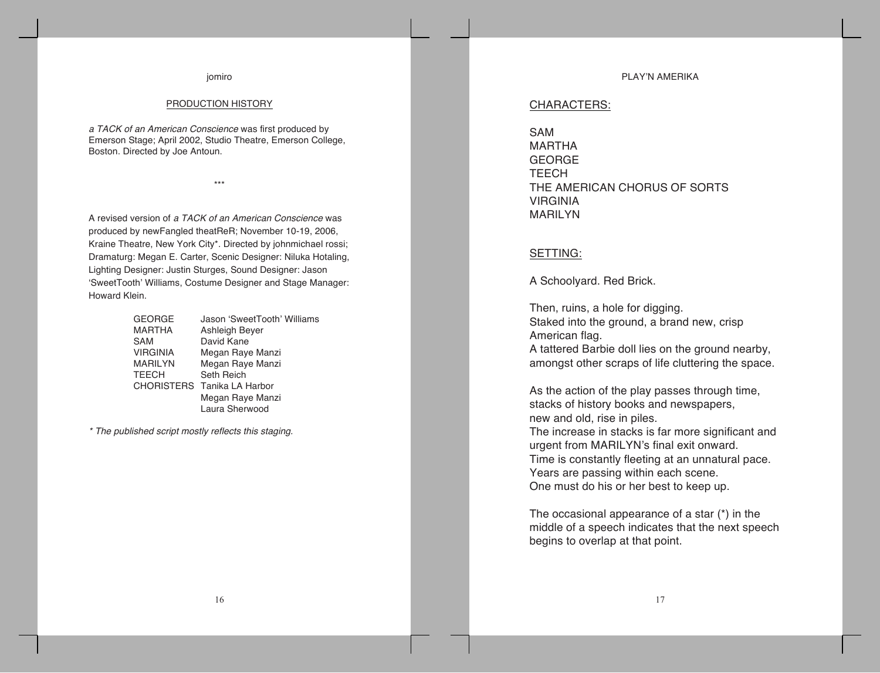## PRODUCTION HISTORY

*a TACK of an American Conscience* was first produced by Emerson Stage; April 2002, Studio Theatre, Emerson College, Boston. Directed by Joe Antoun.

\*\*\*

A revised version of *a TACK of an American Conscience* was produced by newFangled theatReR; November 10-19, 2006, Kraine Theatre, New York City*. Directed by johnmichael rossi; Dramaturg: Megan E. Carter, Scenic Designer: Niluka Hotaling, Lighting Designer: Justin Sturges, Sound Designer: Jason 'SweetTooth' Williams, Costume Designer and Stage Manager: Howard Klein.

| | |
|---|---|
| GEORGE | Jason 'SweetTooth' Williams |
| MARTHA | Ashleigh Beyer |
| SAM | David Kane |
| VIRGINIA | Megan Raye Manzi |
| MARILYN | Megan Raye Manzi |
| TEECH | Seth Reich |
| CHORISTERS | Tanika LA Harbor |
| | Megan Raye Manzi |
| | Laura Sherwood |

*\* The published script mostly reflects this staging.*

## CHARACTERS:

SAM
MARTHA
GEORGE
TEECH
THE AMERICAN CHORUS OF SORTS
VIRGINIA
MARILYN

## SETTING:

A Schoolyard. Red Brick.

Then, ruins, a hole for digging.
Staked into the ground, a brand new, crisp American flag.
A tattered Barbie doll lies on the ground nearby, amongst other scraps of life cluttering the space.

As the action of the play passes through time, stacks of history books and newspapers, new and old, rise in piles.
The increase in stacks is far more significant and urgent from MARILYN's final exit onward.
Time is constantly fleeting at an unnatural pace.
Years are passing within each scene.
One must do his or her best to keep up.

The occasional appearance of a star (*) in the middle of a speech indicates that the next speech begins to overlap at that point.